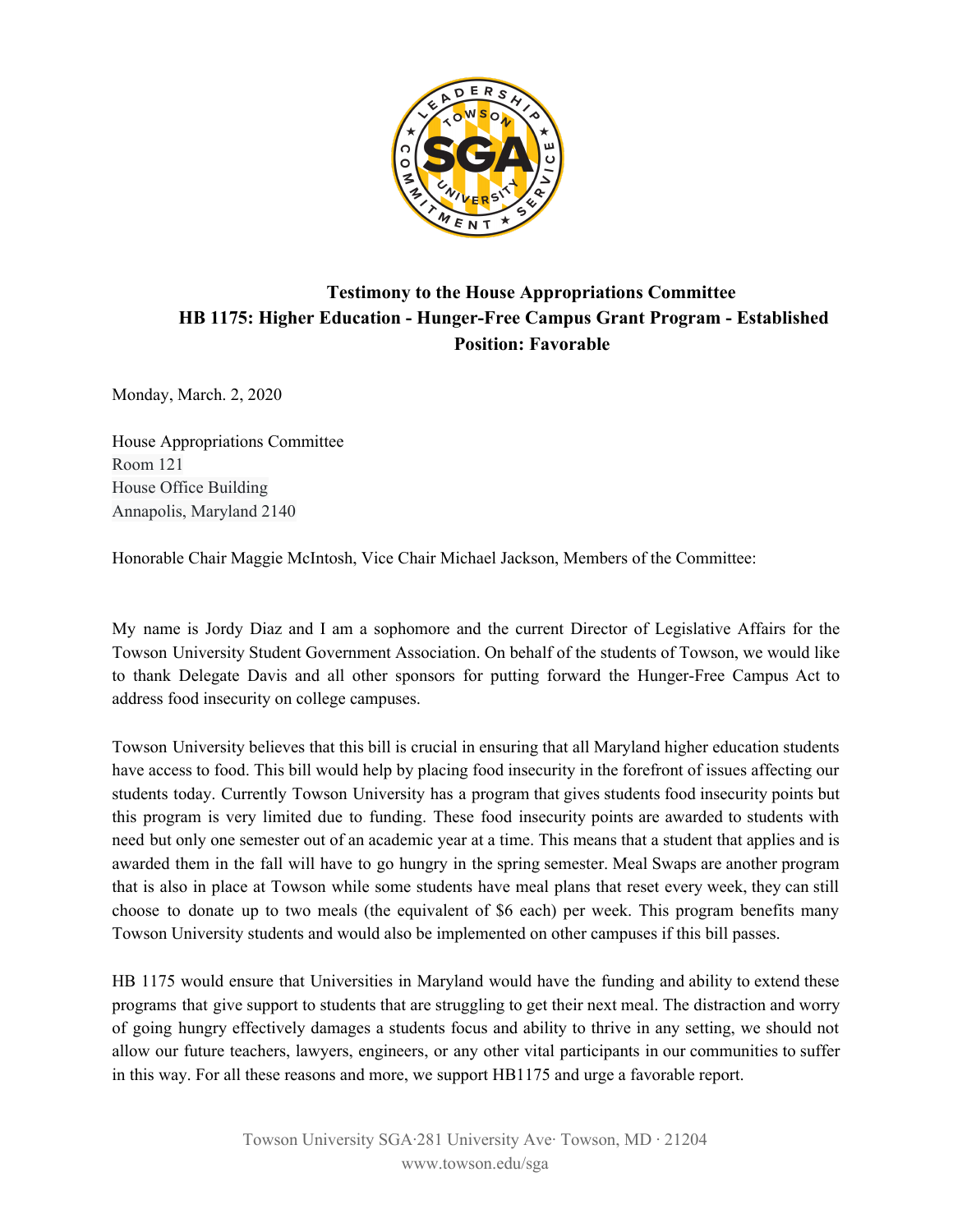**Testimony to the House Appropriations Committee**
**HB 1175: Higher Education - Hunger-Free Campus Grant Program - Established**
**Position: Favorable**

Monday, March. 2, 2020

House Appropriations Committee
Room 121
House Office Building
Annapolis, Maryland 2140

Honorable Chair Maggie McIntosh, Vice Chair Michael Jackson, Members of the Committee:

My name is Jordy Diaz and I am a sophomore and the current Director of Legislative Affairs for the Towson University Student Government Association. On behalf of the students of Towson, we would like to thank Delegate Davis and all other sponsors for putting forward the Hunger-Free Campus Act to address food insecurity on college campuses.

Towson University believes that this bill is crucial in ensuring that all Maryland higher education students have access to food. This bill would help by placing food insecurity in the forefront of issues affecting our students today. Currently Towson University has a program that gives students food insecurity points but this program is very limited due to funding. These food insecurity points are awarded to students with need but only one semester out of an academic year at a time. This means that a student that applies and is awarded them in the fall will have to go hungry in the spring semester. Meal Swaps are another program that is also in place at Towson while some students have meal plans that reset every week, they can still choose to donate up to two meals (the equivalent of $6 each) per week. This program benefits many Towson University students and would also be implemented on other campuses if this bill passes.

HB 1175 would ensure that Universities in Maryland would have the funding and ability to extend these programs that give support to students that are struggling to get their next meal. The distraction and worry of going hungry effectively damages a students focus and ability to thrive in any setting, we should not allow our future teachers, lawyers, engineers, or any other vital participants in our communities to suffer in this way. For all these reasons and more, we support HB1175 and urge a favorable report.

Towson University SGA·281 University Ave· Towson, MD · 21204
www.towson.edu/sga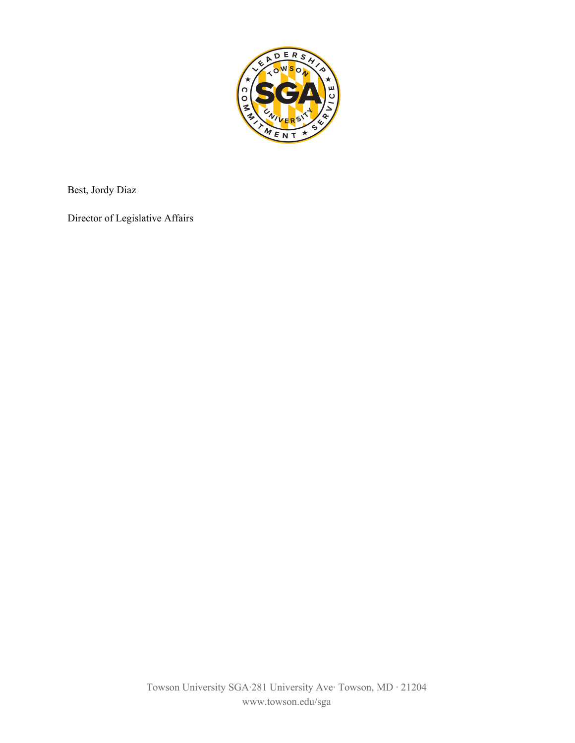Best, Jordy Diaz

Director of Legislative Affairs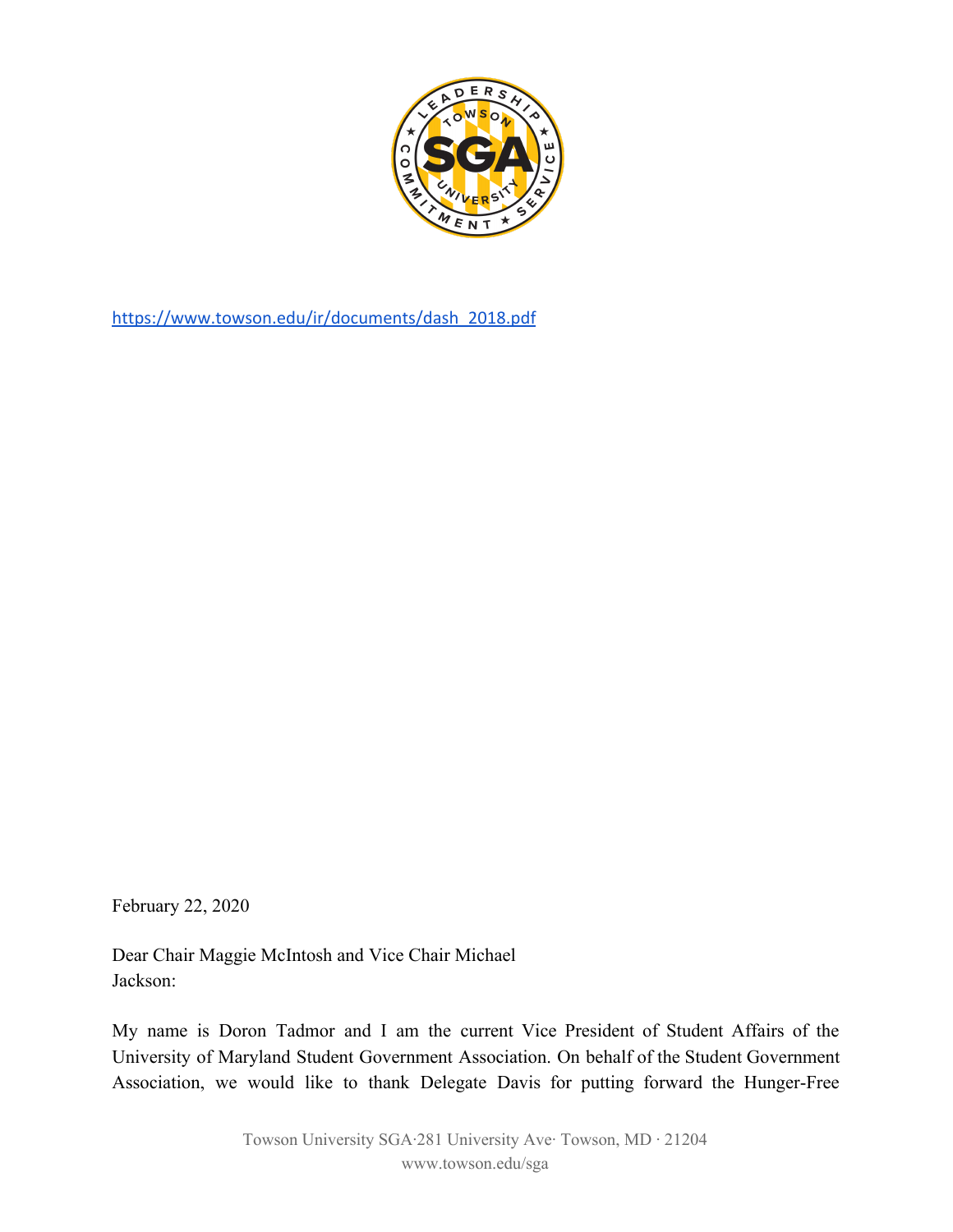https://www.towson.edu/ir/documents/dash_2018.pdf

February 22, 2020

Dear Chair Maggie McIntosh and Vice Chair Michael Jackson:

My name is Doron Tadmor and I am the current Vice President of Student Affairs of the University of Maryland Student Government Association. On behalf of the Student Government Association, we would like to thank Delegate Davis for putting forward the Hunger-Free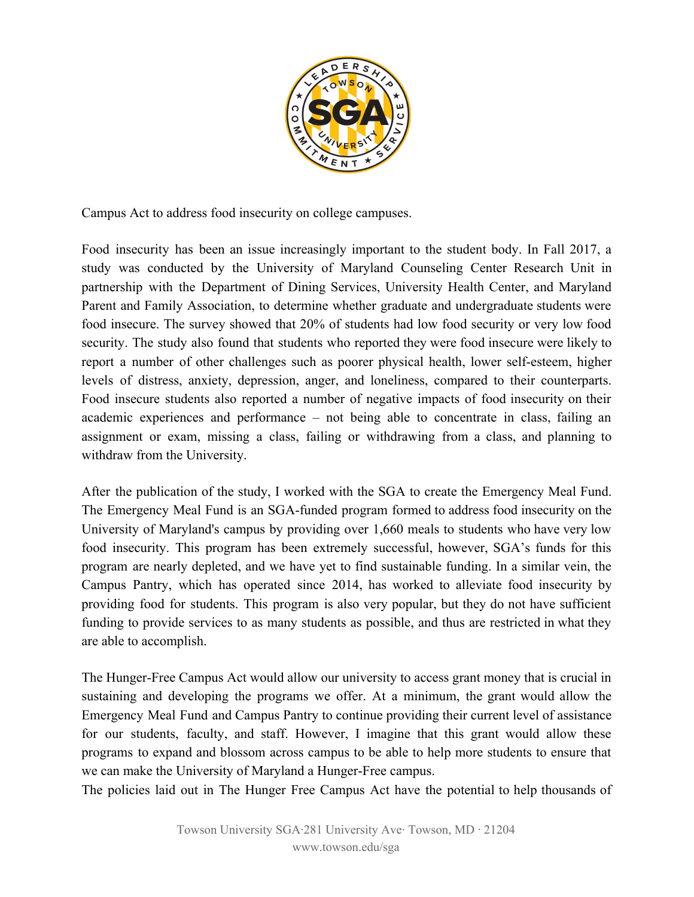Campus Act to address food insecurity on college campuses.

Food insecurity has been an issue increasingly important to the student body. In Fall 2017, a study was conducted by the University of Maryland Counseling Center Research Unit in partnership with the Department of Dining Services, University Health Center, and Maryland Parent and Family Association, to determine whether graduate and undergraduate students were food insecure. The survey showed that 20% of students had low food security or very low food security. The study also found that students who reported they were food insecure were likely to report a number of other challenges such as poorer physical health, lower self-esteem, higher levels of distress, anxiety, depression, anger, and loneliness, compared to their counterparts. Food insecure students also reported a number of negative impacts of food insecurity on their academic experiences and performance – not being able to concentrate in class, failing an assignment or exam, missing a class, failing or withdrawing from a class, and planning to withdraw from the University.

After the publication of the study, I worked with the SGA to create the Emergency Meal Fund. The Emergency Meal Fund is an SGA-funded program formed to address food insecurity on the University of Maryland's campus by providing over 1,660 meals to students who have very low food insecurity. This program has been extremely successful, however, SGA's funds for this program are nearly depleted, and we have yet to find sustainable funding. In a similar vein, the Campus Pantry, which has operated since 2014, has worked to alleviate food insecurity by providing food for students. This program is also very popular, but they do not have sufficient funding to provide services to as many students as possible, and thus are restricted in what they are able to accomplish.

The Hunger-Free Campus Act would allow our university to access grant money that is crucial in sustaining and developing the programs we offer. At a minimum, the grant would allow the Emergency Meal Fund and Campus Pantry to continue providing their current level of assistance for our students, faculty, and staff. However, I imagine that this grant would allow these programs to expand and blossom across campus to be able to help more students to ensure that we can make the University of Maryland a Hunger-Free campus.

The policies laid out in The Hunger Free Campus Act have the potential to help thousands of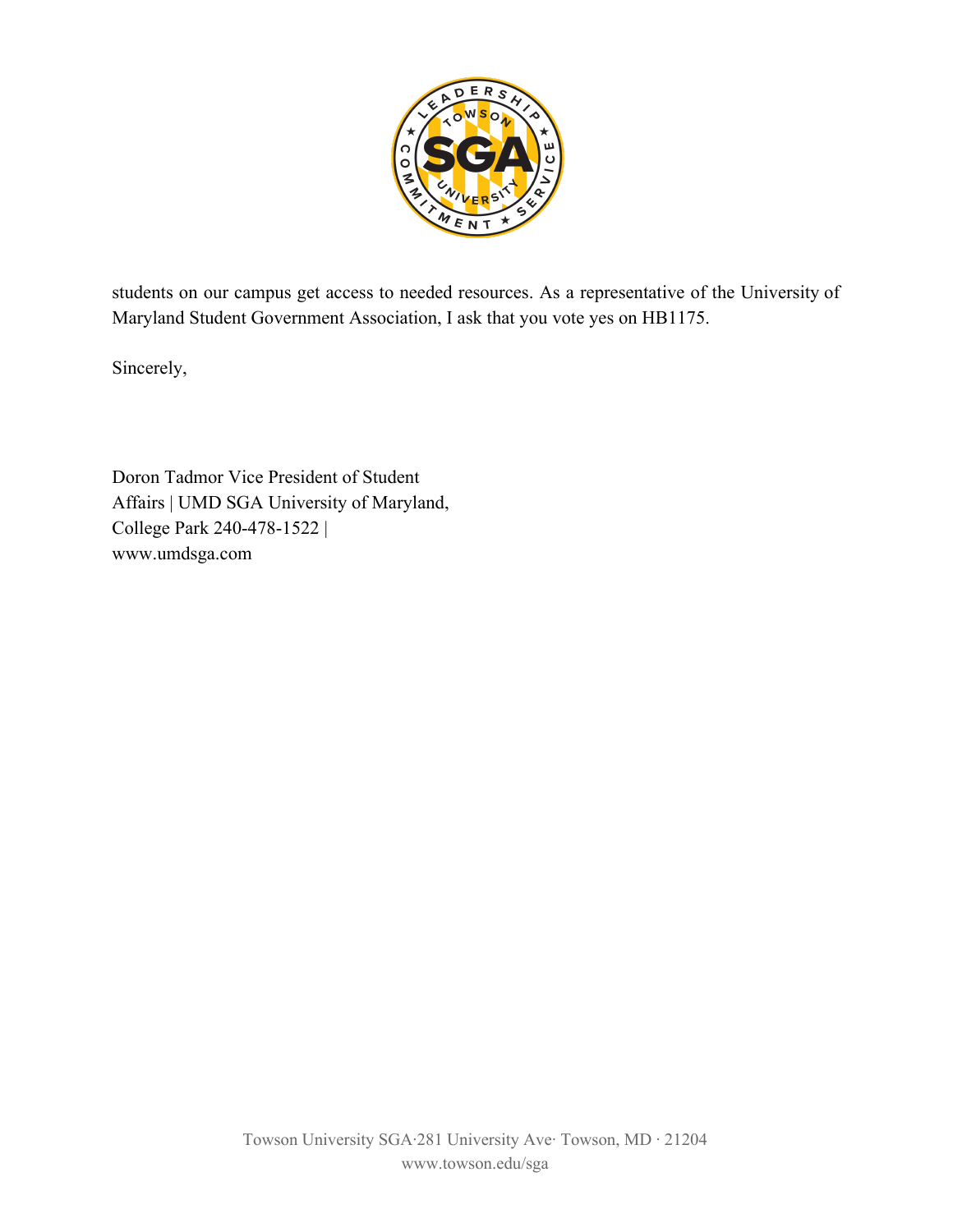students on our campus get access to needed resources. As a representative of the University of Maryland Student Government Association, I ask that you vote yes on HB1175.

Sincerely,

Doron Tadmor Vice President of Student
Affairs | UMD SGA University of Maryland,
College Park 240-478-1522 |
www.umdsga.com

Towson University SGA·281 University Ave· Towson, MD · 21204
www.towson.edu/sga